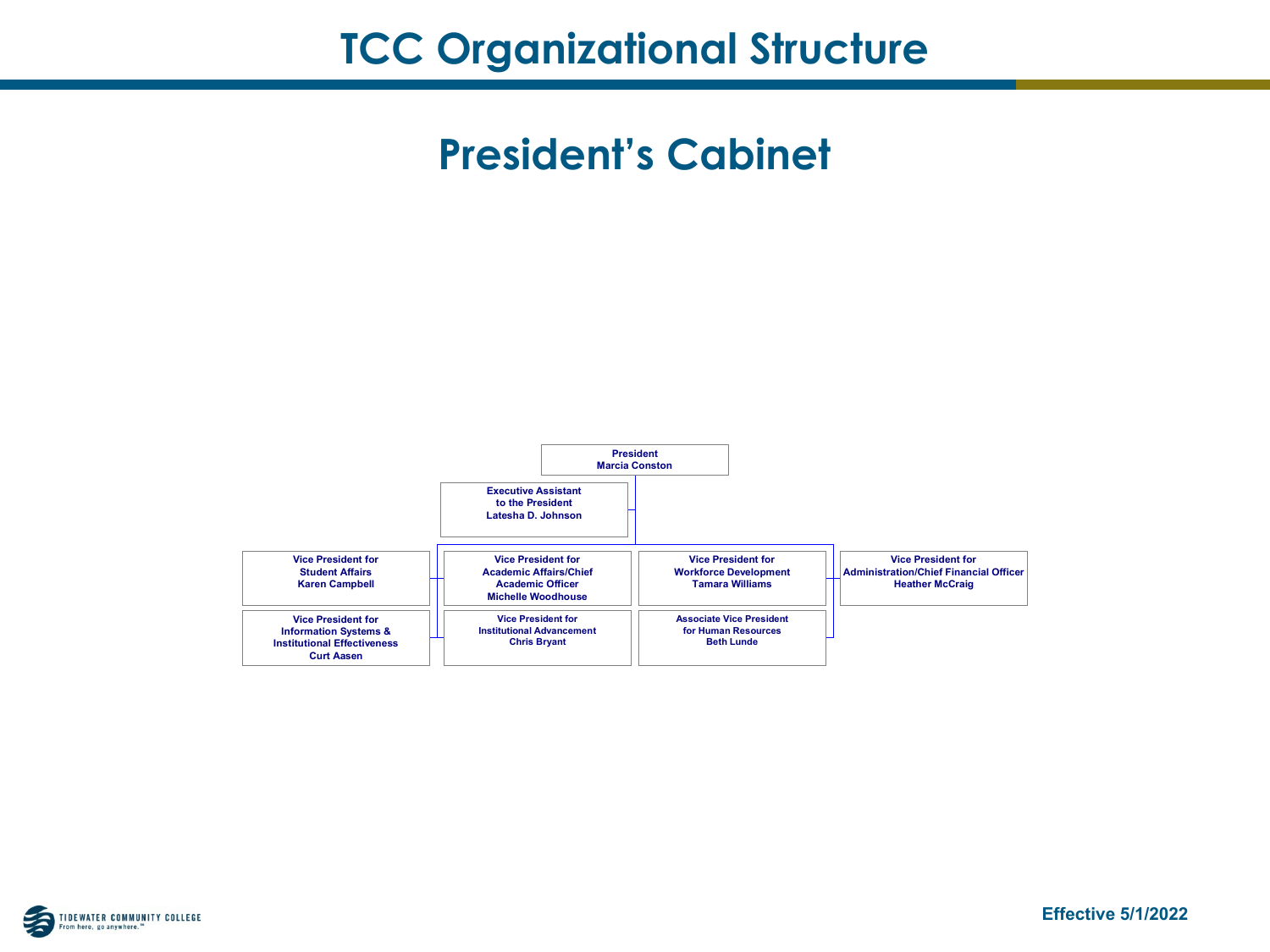# TCC Organizational Structure

## President's Cabinet

**President**
**Marcia Conston**

- **Executive Assistant to the President** — Latesha D. Johnson
- **Vice President for Student Affairs** — Karen Campbell
- **Vice President for Information Systems & Institutional Effectiveness** — Curt Aasen
- **Vice President for Academic Affairs/Chief Academic Officer** — Michelle Woodhouse
- **Vice President for Institutional Advancement** — Chris Bryant
- **Vice President for Workforce Development** — Tamara Williams
- **Associate Vice President for Human Resources** — Beth Lunde
- **Vice President for Administration/Chief Financial Officer** — Heather McCraig

Tidewater Community College
From here, go anywhere.™

**Effective 5/1/2022**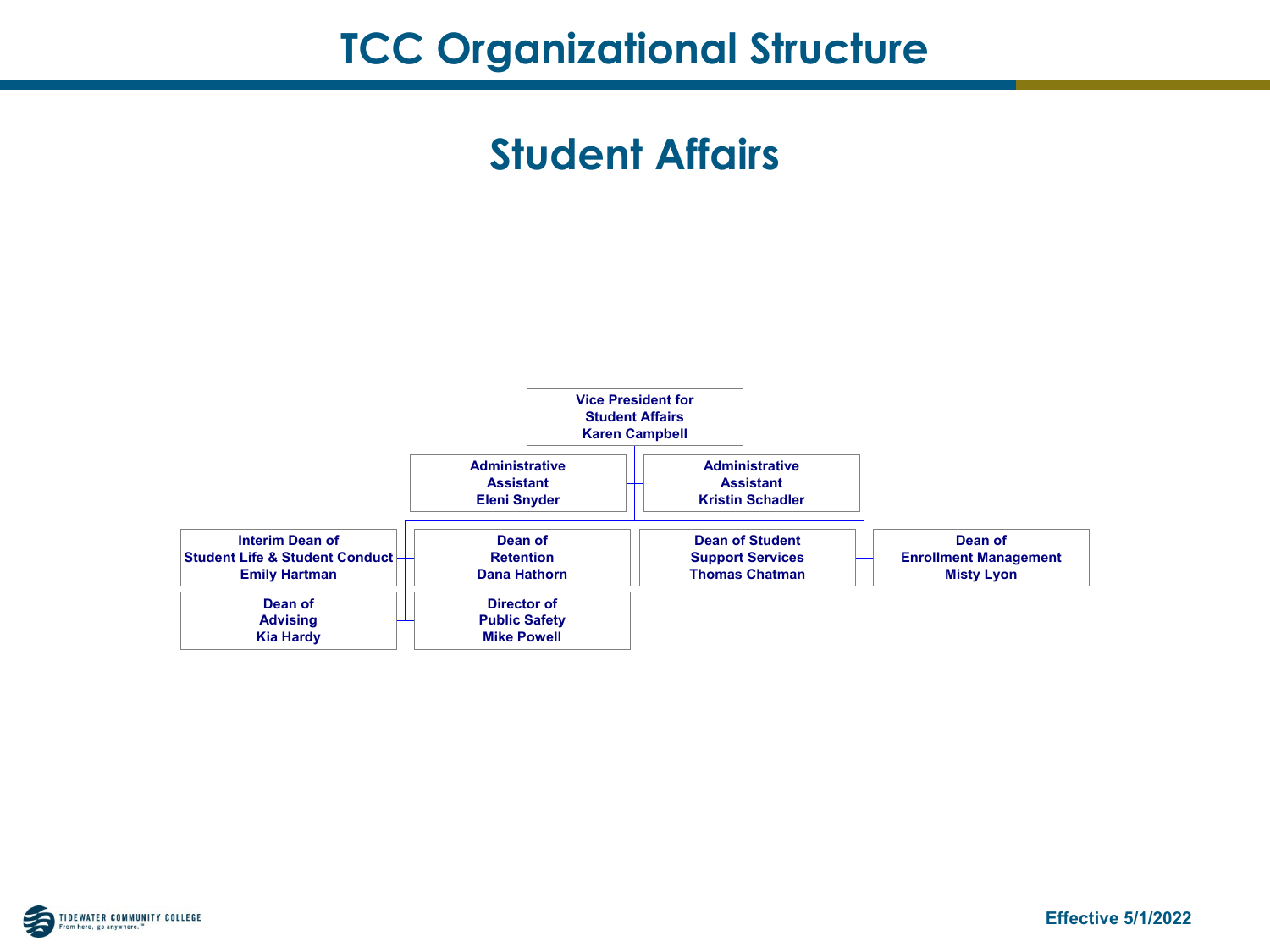# TCC Organizational Structure

## Student Affairs

**Vice President for Student Affairs**
Karen Campbell

- **Administrative Assistant** – Eleni Snyder
- **Administrative Assistant** – Kristin Schadler
- **Interim Dean of Student Life & Student Conduct** – Emily Hartman
- **Dean of Advising** – Kia Hardy
- **Dean of Retention** – Dana Hathorn
- **Director of Public Safety** – Mike Powell
- **Dean of Student Support Services** – Thomas Chatman
- **Dean of Enrollment Management** – Misty Lyon

Effective 5/1/2022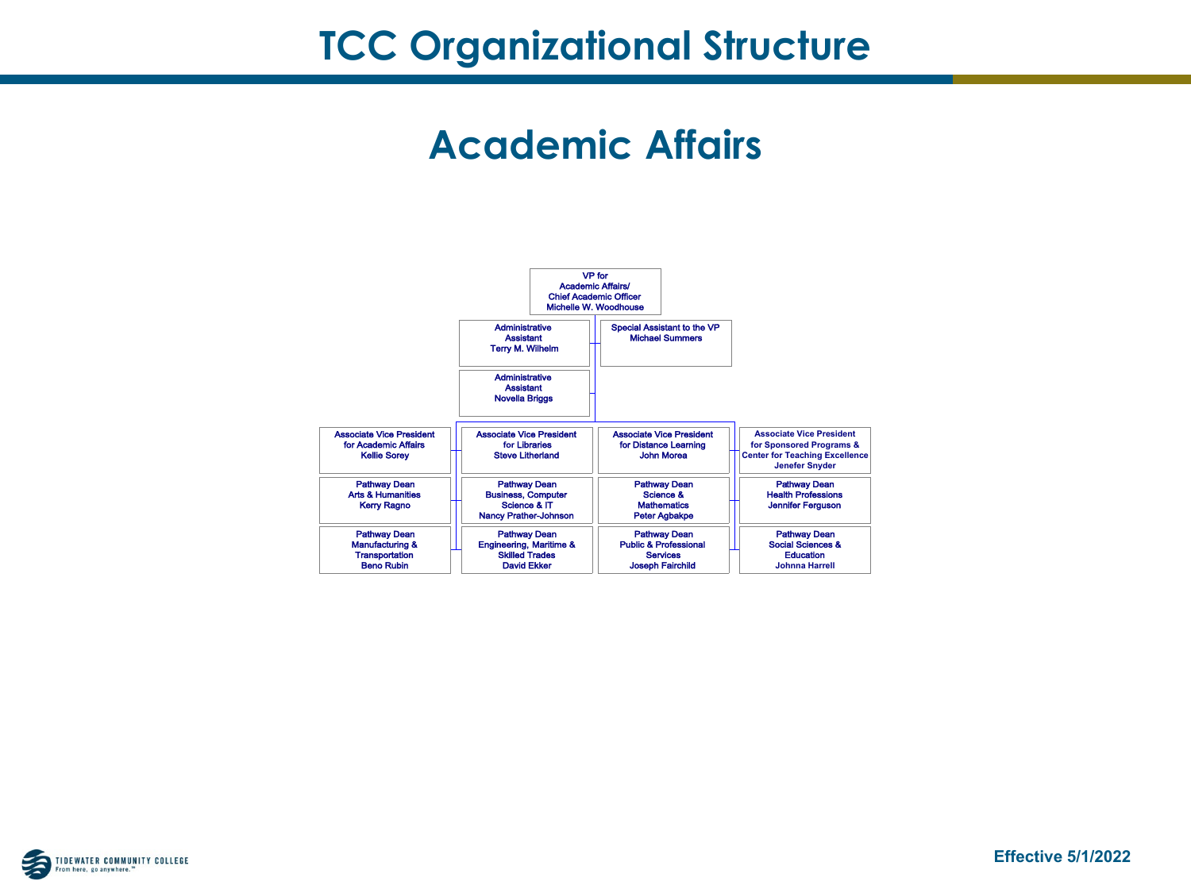# TCC Organizational Structure

## Academic Affairs

**VP for Academic Affairs/ Chief Academic Officer**
Michelle W. Woodhouse

- Administrative Assistant — Terry M. Wilhelm
- Administrative Assistant — Novella Briggs
- Special Assistant to the VP — Michael Summers

| | | | |
|---|---|---|---|
| Associate Vice President for Academic Affairs<br>Kellie Sorey | Associate Vice President for Libraries<br>Steve Litherland | Associate Vice President for Distance Learning<br>John Morea | Associate Vice President for Sponsored Programs & Center for Teaching Excellence<br>Jenefer Snyder |
| Pathway Dean<br>Arts & Humanities<br>Kerry Ragno | Pathway Dean<br>Business, Computer Science & IT<br>Nancy Prather-Johnson | Pathway Dean<br>Science & Mathematics<br>Peter Agbakpe | Pathway Dean<br>Health Professions<br>Jennifer Ferguson |
| Pathway Dean<br>Manufacturing & Transportation<br>Beno Rubin | Pathway Dean<br>Engineering, Maritime & Skilled Trades<br>David Ekker | Pathway Dean<br>Public & Professional Services<br>Joseph Fairchild | Pathway Dean<br>Social Sciences & Education<br>Johnna Harrell |

TIDEWATER COMMUNITY COLLEGE
From here, go anywhere.™

Effective 5/1/2022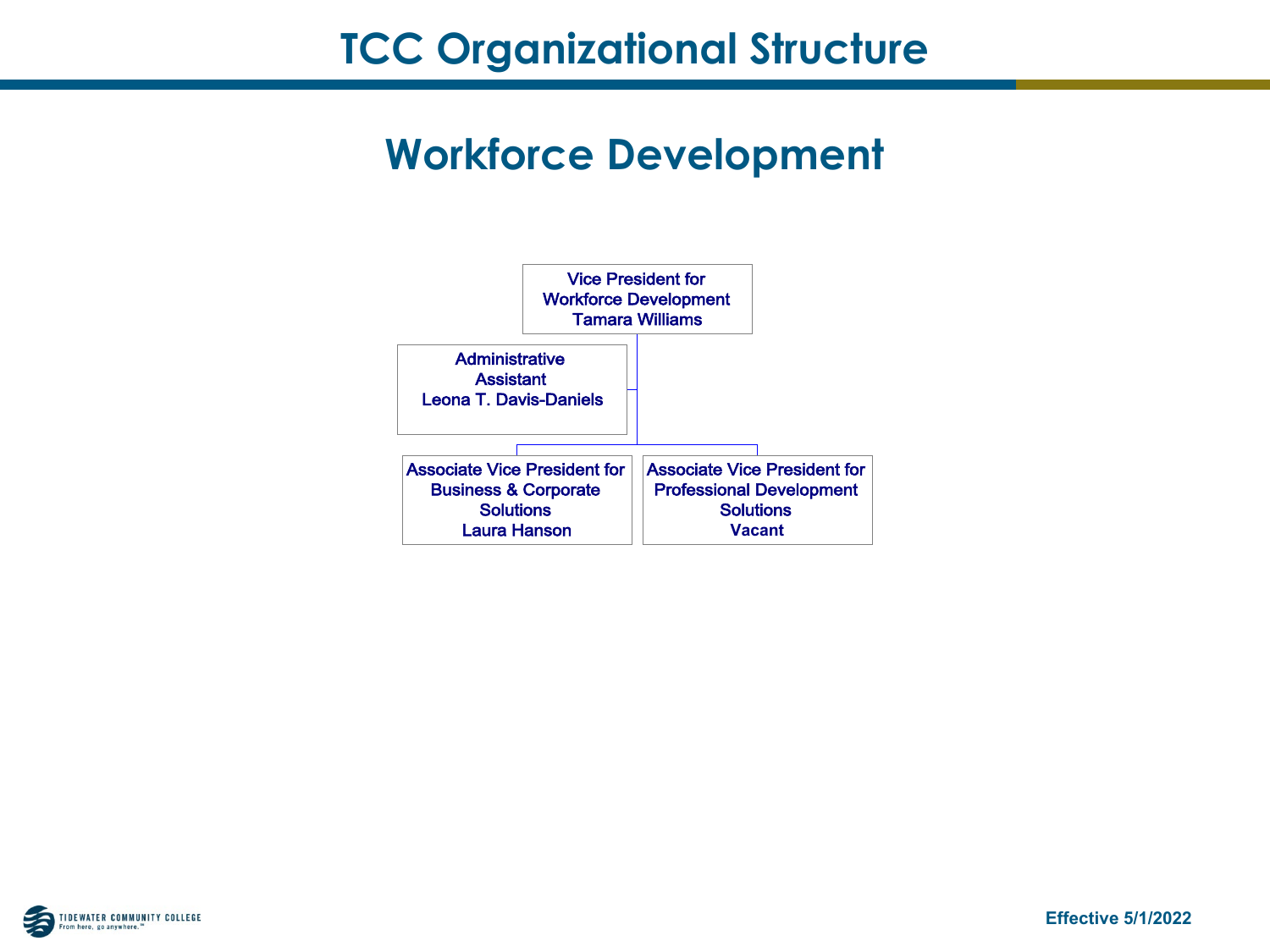# TCC Organizational Structure

## Workforce Development

**Vice President for Workforce Development**
Tamara Williams

- **Administrative Assistant**
  Leona T. Davis-Daniels
- **Associate Vice President for Business & Corporate Solutions**
  Laura Hanson
- **Associate Vice President for Professional Development Solutions**
  Vacant

Effective 5/1/2022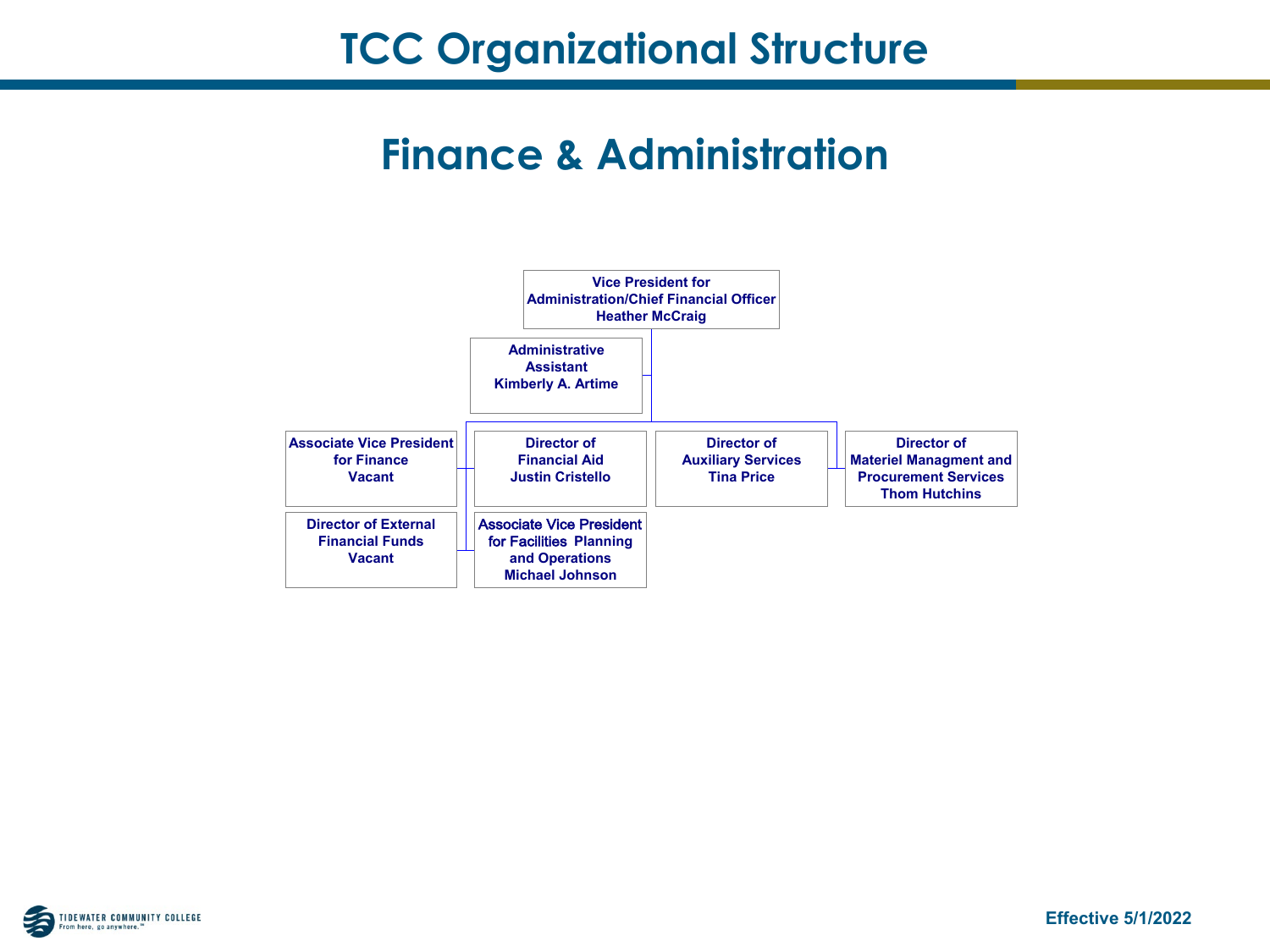# TCC Organizational Structure

## Finance & Administration

**Vice President for Administration/Chief Financial Officer**
**Heather McCraig**

- **Administrative Assistant** — **Kimberly A. Artime**
- **Associate Vice President for Finance** — **Vacant**
- **Director of External Financial Funds** — **Vacant**
- **Director of Financial Aid** — **Justin Cristello**
- **Associate Vice President for Facilities Planning and Operations** — **Michael Johnson**
- **Director of Auxiliary Services** — **Tina Price**
- **Director of Materiel Managment and Procurement Services** — **Thom Hutchins**

**Effective 5/1/2022**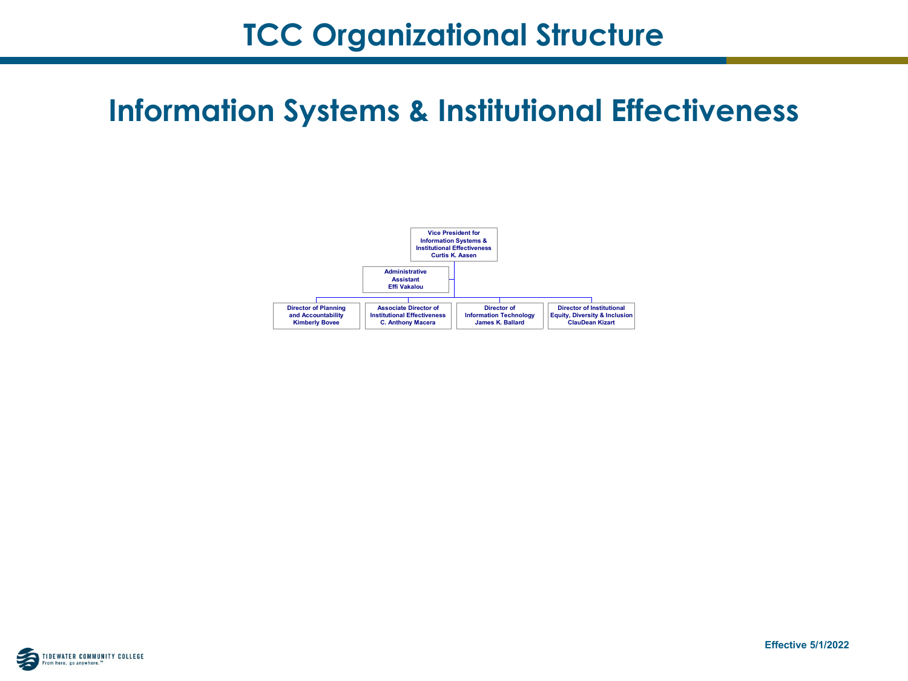# TCC Organizational Structure

## Information Systems & Institutional Effectiveness

**Vice President for Information Systems & Institutional Effectiveness**
**Curtis K. Aasen**

- **Administrative Assistant** — **Effi Vakalou**
- **Director of Planning and Accountability** — **Kimberly Bovee**
- **Associate Director of Institutional Effectiveness** — **C. Anthony Macera**
- **Director of Information Technology** — **James K. Ballard**
- **Director of Institutional Equity, Diversity & Inclusion** — **ClauDean Kizart**

**Effective 5/1/2022**

TIDEWATER COMMUNITY COLLEGE
From here, go anywhere.™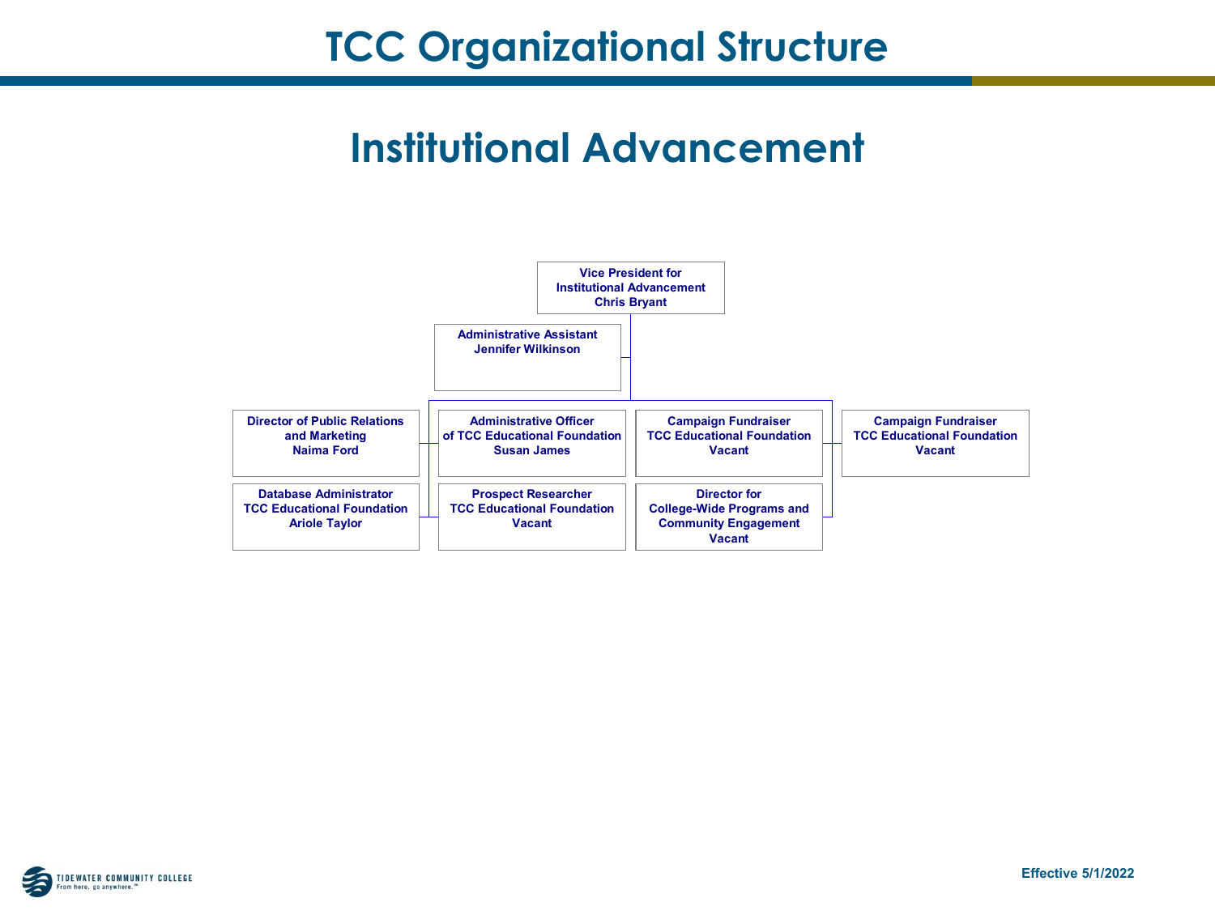# TCC Organizational Structure

## Institutional Advancement

**Vice President for Institutional Advancement**
Chris Bryant

- **Administrative Assistant**
  Jennifer Wilkinson
- **Director of Public Relations and Marketing**
  Naima Ford
- **Database Administrator TCC Educational Foundation**
  Ariole Taylor
- **Administrative Officer of TCC Educational Foundation**
  Susan James
- **Prospect Researcher TCC Educational Foundation**
  Vacant
- **Campaign Fundraiser TCC Educational Foundation**
  Vacant
- **Director for College-Wide Programs and Community Engagement**
  Vacant
- **Campaign Fundraiser TCC Educational Foundation**
  Vacant

Effective 5/1/2022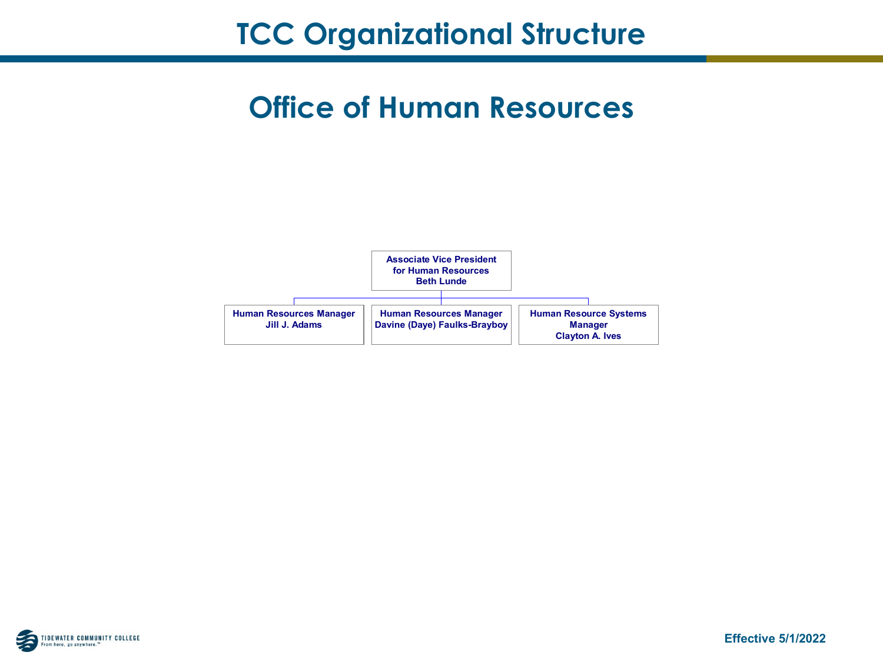# TCC Organizational Structure

## Office of Human Resources

**Associate Vice President for Human Resources**
**Beth Lunde**

- **Human Resources Manager** – **Jill J. Adams**
- **Human Resources Manager** – **Davine (Daye) Faulks-Brayboy**
- **Human Resource Systems Manager** – **Clayton A. Ives**

TIDEWATER COMMUNITY COLLEGE
From here, go anywhere.™

**Effective 5/1/2022**